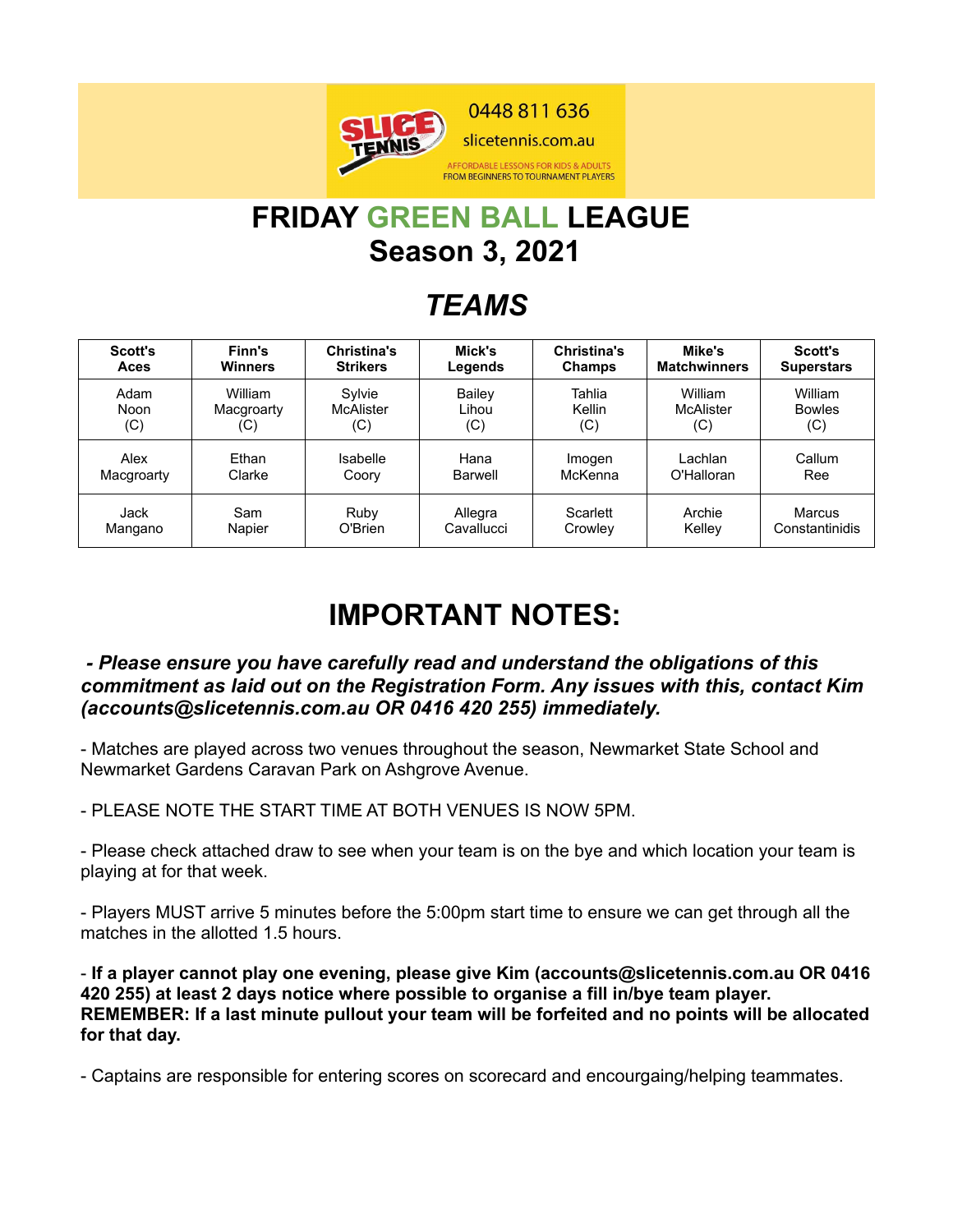0448 811 636

slicetennis.com.au

AFFORDABLE LESSONS FOR KIDS & ADULTS
FROM BEGINNERS TO TOURNAMENT PLAYERS

# FRIDAY GREEN BALL LEAGUE
# Season 3, 2021

## *TEAMS*

| Scott's Aces | Finn's Winners | Christina's Strikers | Mick's Legends | Christina's Champs | Mike's Matchwinners | Scott's Superstars |
|---|---|---|---|---|---|---|
| Adam Noon (C) | William Macgroarty (C) | Sylvie McAlister (C) | Bailey Lihou (C) | Tahlia Kellin (C) | William McAlister (C) | William Bowles (C) |
| Alex Macgroarty | Ethan Clarke | Isabelle Coory | Hana Barwell | Imogen McKenna | Lachlan O'Halloran | Callum Ree |
| Jack Mangano | Sam Napier | Ruby O'Brien | Allegra Cavallucci | Scarlett Crowley | Archie Kelley | Marcus Constantinidis |

# IMPORTANT NOTES:

***- Please ensure you have carefully read and understand the obligations of this commitment as laid out on the Registration Form. Any issues with this, contact Kim (accounts@slicetennis.com.au OR 0416 420 255) immediately.***

- Matches are played across two venues throughout the season, Newmarket State School and Newmarket Gardens Caravan Park on Ashgrove Avenue.

- PLEASE NOTE THE START TIME AT BOTH VENUES IS NOW 5PM.

- Please check attached draw to see when your team is on the bye and which location your team is playing at for that week.

- Players MUST arrive 5 minutes before the 5:00pm start time to ensure we can get through all the matches in the allotted 1.5 hours.

- **If a player cannot play one evening, please give Kim (accounts@slicetennis.com.au OR 0416 420 255) at least 2 days notice where possible to organise a fill in/bye team player. REMEMBER: If a last minute pullout your team will be forfeited and no points will be allocated for that day.**

- Captains are responsible for entering scores on scorecard and encourgaing/helping teammates.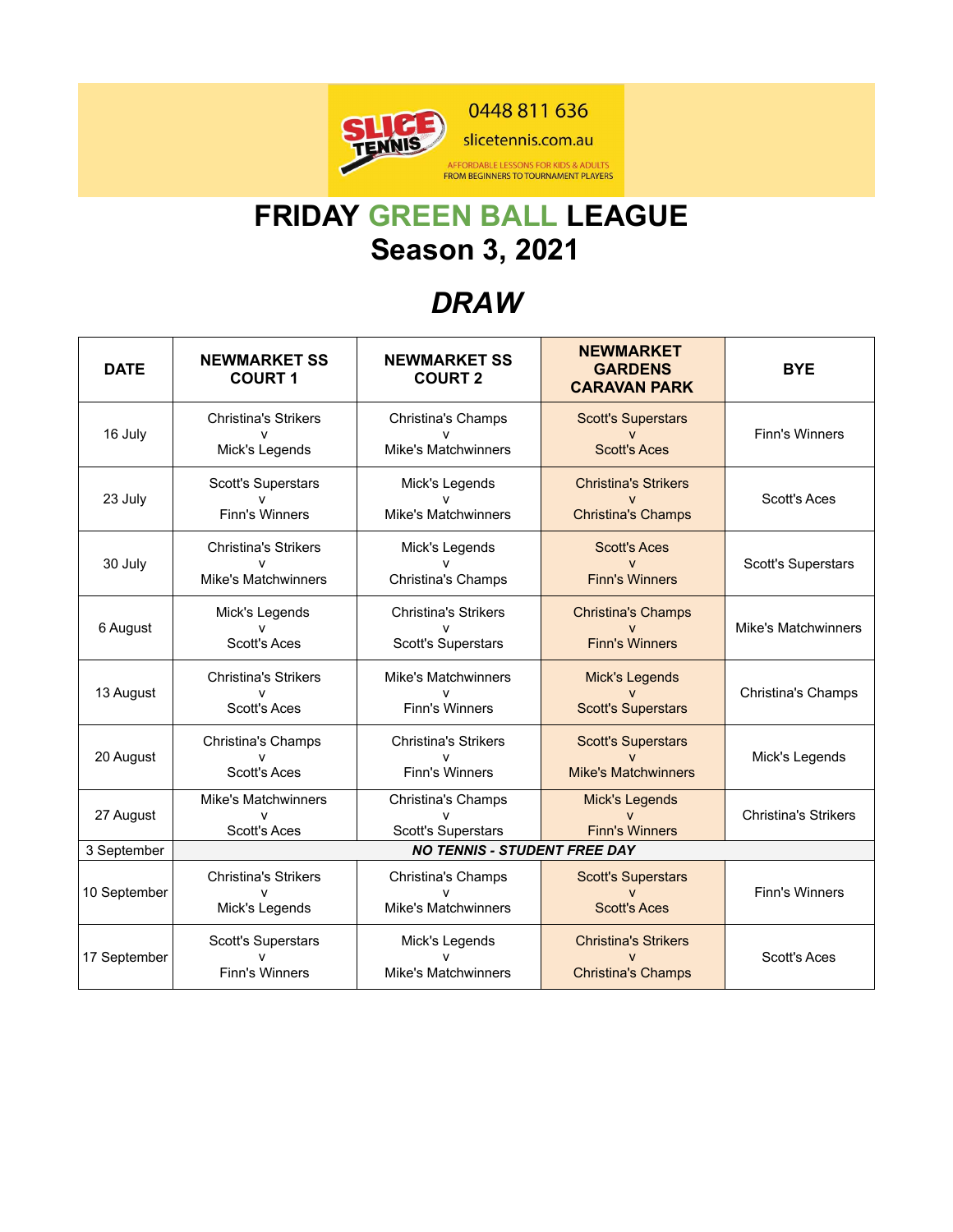0448 811 636

slicetennis.com.au

AFFORDABLE LESSONS FOR KIDS & ADULTS
FROM BEGINNERS TO TOURNAMENT PLAYERS

# FRIDAY GREEN BALL LEAGUE
# Season 3, 2021

## *DRAW*

| DATE | NEWMARKET SS COURT 1 | NEWMARKET SS COURT 2 | NEWMARKET GARDENS CARAVAN PARK | BYE |
|---|---|---|---|---|
| 16 July | Christina's Strikers v Mick's Legends | Christina's Champs v Mike's Matchwinners | Scott's Superstars v Scott's Aces | Finn's Winners |
| 23 July | Scott's Superstars v Finn's Winners | Mick's Legends v Mike's Matchwinners | Christina's Strikers v Christina's Champs | Scott's Aces |
| 30 July | Christina's Strikers v Mike's Matchwinners | Mick's Legends v Christina's Champs | Scott's Aces v Finn's Winners | Scott's Superstars |
| 6 August | Mick's Legends v Scott's Aces | Christina's Strikers v Scott's Superstars | Christina's Champs v Finn's Winners | Mike's Matchwinners |
| 13 August | Christina's Strikers v Scott's Aces | Mike's Matchwinners v Finn's Winners | Mick's Legends v Scott's Superstars | Christina's Champs |
| 20 August | Christina's Champs v Scott's Aces | Christina's Strikers v Finn's Winners | Scott's Superstars v Mike's Matchwinners | Mick's Legends |
| 27 August | Mike's Matchwinners v Scott's Aces | Christina's Champs v Scott's Superstars | Mick's Legends v Finn's Winners | Christina's Strikers |
| 3 September | ***NO TENNIS - STUDENT FREE DAY*** | | | |
| 10 September | Christina's Strikers v Mick's Legends | Christina's Champs v Mike's Matchwinners | Scott's Superstars v Scott's Aces | Finn's Winners |
| 17 September | Scott's Superstars v Finn's Winners | Mick's Legends v Mike's Matchwinners | Christina's Strikers v Christina's Champs | Scott's Aces |